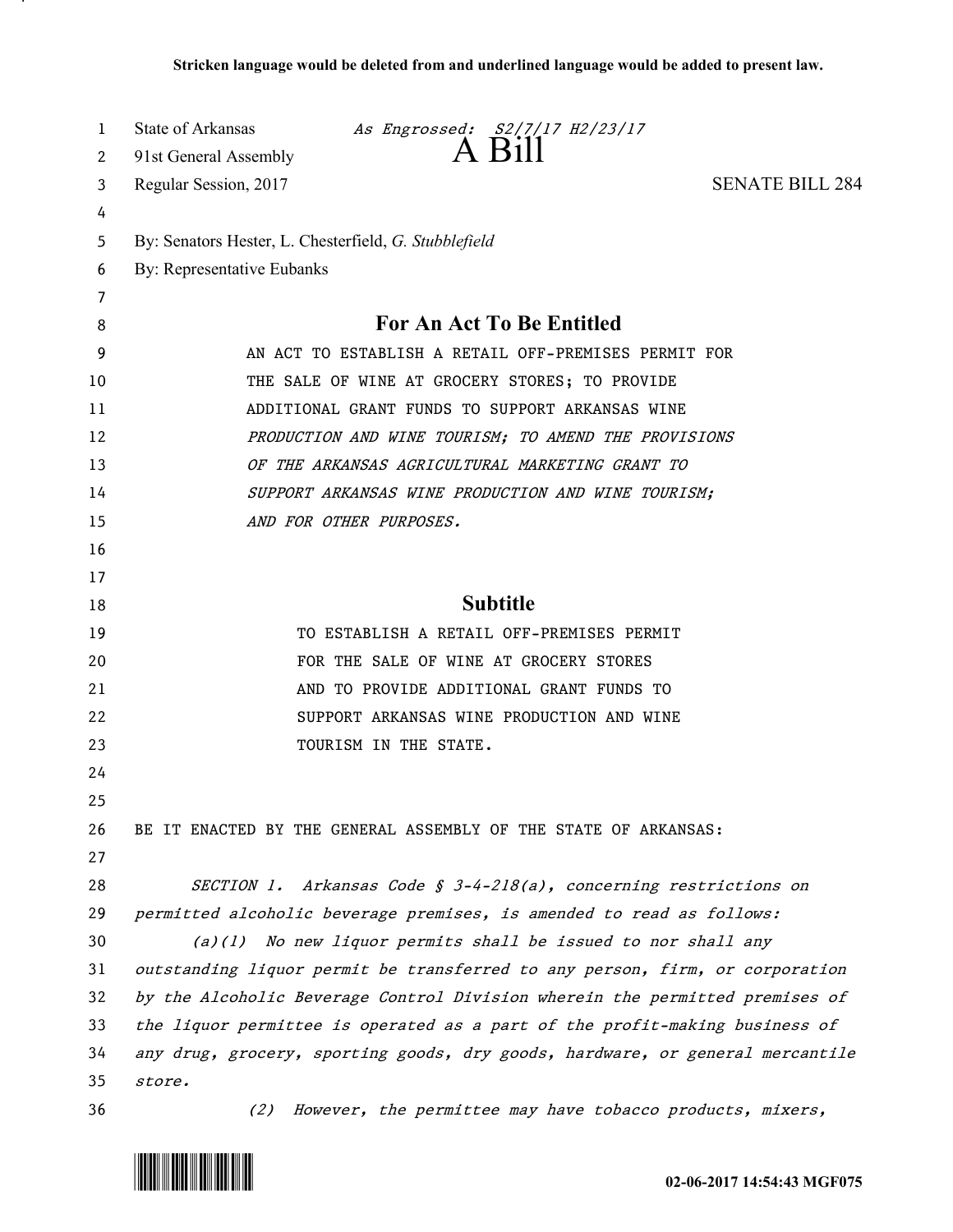**Stricken language would be deleted from and underlined language would be added to present law.**

State of Arkansas *As Engrossed: S2/7/17 H2/23/17*
91st General Assembly
# A Bill
Regular Session, 2017 SENATE BILL 284

By: Senators Hester, L. Chesterfield, *G. Stubblefield*
By: Representative Eubanks

## For An Act To Be Entitled

AN ACT TO ESTABLISH A RETAIL OFF-PREMISES PERMIT FOR THE SALE OF WINE AT GROCERY STORES; TO PROVIDE ADDITIONAL GRANT FUNDS TO SUPPORT ARKANSAS WINE *PRODUCTION AND WINE TOURISM; TO AMEND THE PROVISIONS OF THE ARKANSAS AGRICULTURAL MARKETING GRANT TO SUPPORT ARKANSAS WINE PRODUCTION AND WINE TOURISM; AND FOR OTHER PURPOSES.*

## Subtitle

TO ESTABLISH A RETAIL OFF-PREMISES PERMIT FOR THE SALE OF WINE AT GROCERY STORES AND TO PROVIDE ADDITIONAL GRANT FUNDS TO SUPPORT ARKANSAS WINE PRODUCTION AND WINE TOURISM IN THE STATE.

BE IT ENACTED BY THE GENERAL ASSEMBLY OF THE STATE OF ARKANSAS:

*SECTION 1. Arkansas Code § 3-4-218(a), concerning restrictions on permitted alcoholic beverage premises, is amended to read as follows:*

*(a)(1) No new liquor permits shall be issued to nor shall any outstanding liquor permit be transferred to any person, firm, or corporation by the Alcoholic Beverage Control Division wherein the permitted premises of the liquor permittee is operated as a part of the profit-making business of any drug, grocery, sporting goods, dry goods, hardware, or general mercantile store.*

*(2) However, the permittee may have tobacco products, mixers,*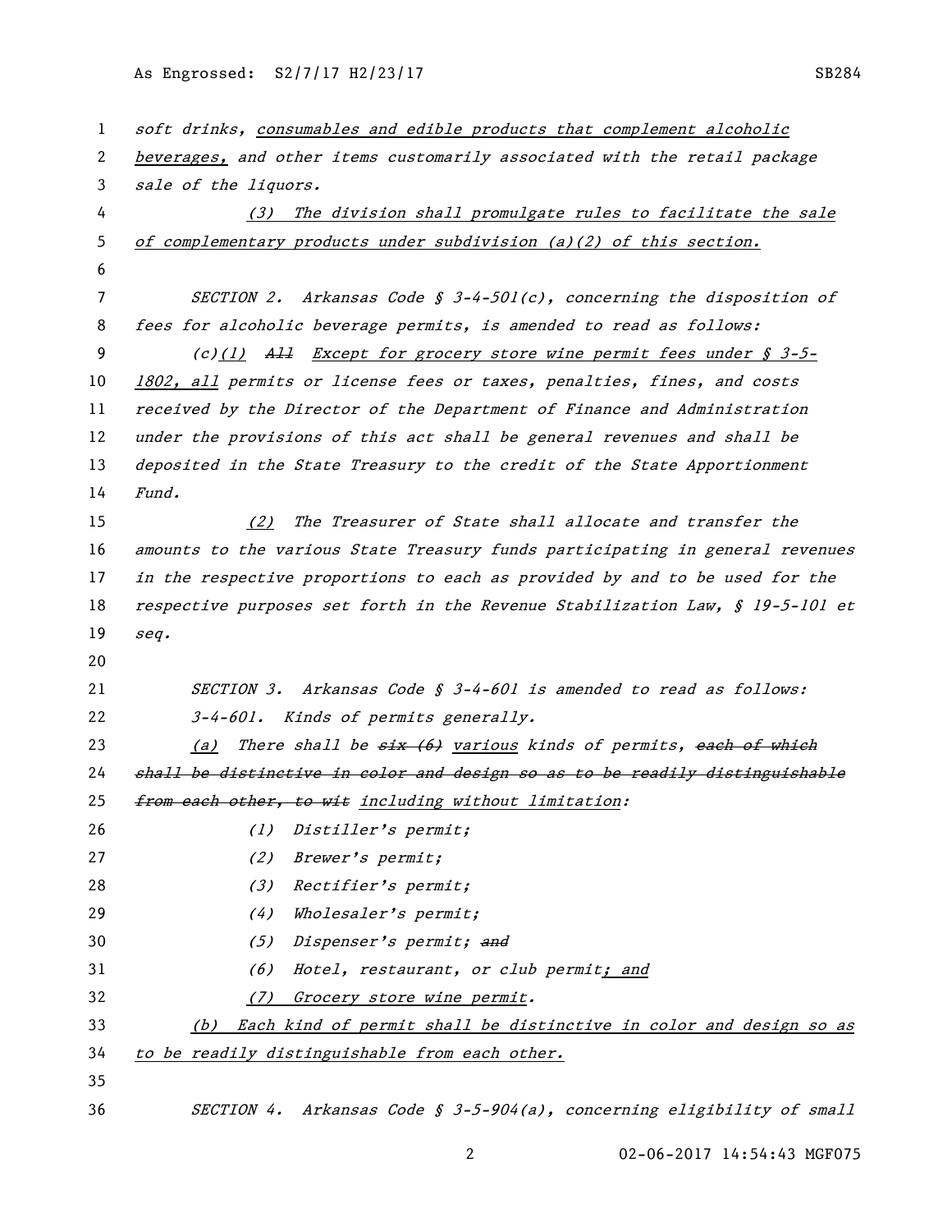*soft drinks, consumables and edible products that complement alcoholic beverages, and other items customarily associated with the retail package sale of the liquors.*

*(3) The division shall promulgate rules to facilitate the sale of complementary products under subdivision (a)(2) of this section.*

*SECTION 2. Arkansas Code § 3-4-501(c), concerning the disposition of fees for alcoholic beverage permits, is amended to read as follows:*

*(c)(1) ~~All~~ Except for grocery store wine permit fees under § 3-5-1802, all permits or license fees or taxes, penalties, fines, and costs received by the Director of the Department of Finance and Administration under the provisions of this act shall be general revenues and shall be deposited in the State Treasury to the credit of the State Apportionment Fund.*

*(2) The Treasurer of State shall allocate and transfer the amounts to the various State Treasury funds participating in general revenues in the respective proportions to each as provided by and to be used for the respective purposes set forth in the Revenue Stabilization Law, § 19-5-101 et seq.*

*SECTION 3. Arkansas Code § 3-4-601 is amended to read as follows:*

*3-4-601. Kinds of permits generally.*

*(a) There shall be ~~six (6)~~ various kinds of permits, ~~each of which shall be distinctive in color and design so as to be readily distinguishable from each other, to wit~~ including without limitation:*

*(1) Distiller's permit;*

*(2) Brewer's permit;*

*(3) Rectifier's permit;*

*(4) Wholesaler's permit;*

*(5) Dispenser's permit; ~~and~~*

*(6) Hotel, restaurant, or club permit; and*

*(7) Grocery store wine permit.*

*(b) Each kind of permit shall be distinctive in color and design so as to be readily distinguishable from each other.*

*SECTION 4. Arkansas Code § 3-5-904(a), concerning eligibility of small*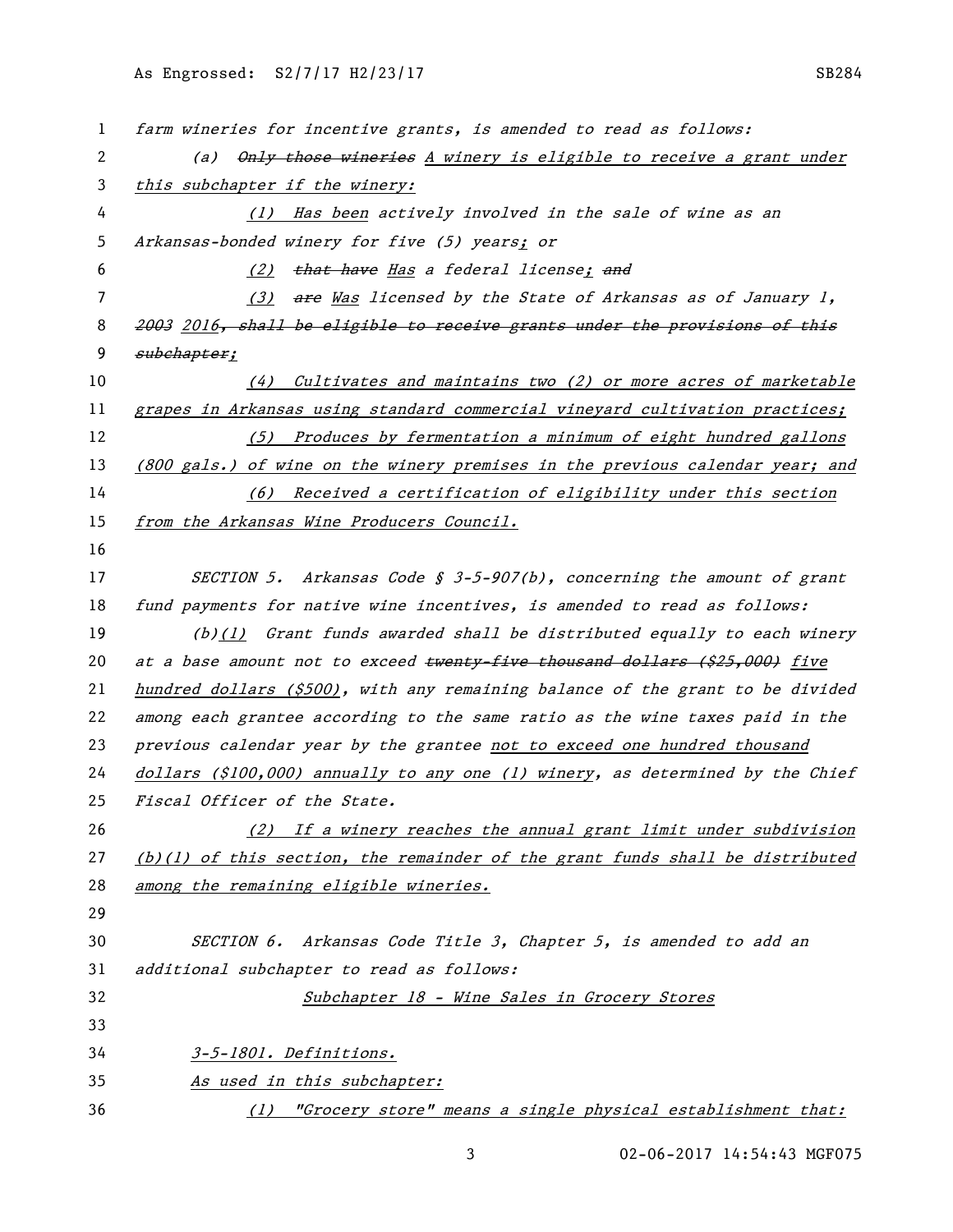farm wineries for incentive grants, is amended to read as follows:

(a) ~~Only those wineries~~ A winery is eligible to receive a grant under this subchapter if the winery:

(1) Has been actively involved in the sale of wine as an Arkansas-bonded winery for five (5) years; ~~or~~

(2) ~~that have~~ Has a federal license; ~~and~~

(3) ~~are~~ Was licensed by the State of Arkansas as of January 1, ~~2003~~ 2016~~, shall be eligible to receive grants under the provisions of this subchapter~~;

(4) Cultivates and maintains two (2) or more acres of marketable grapes in Arkansas using standard commercial vineyard cultivation practices;

(5) Produces by fermentation a minimum of eight hundred gallons (800 gals.) of wine on the winery premises in the previous calendar year; and

(6) Received a certification of eligibility under this section from the Arkansas Wine Producers Council.

SECTION 5. Arkansas Code § 3-5-907(b), concerning the amount of grant fund payments for native wine incentives, is amended to read as follows:

(b)(1) Grant funds awarded shall be distributed equally to each winery at a base amount not to exceed ~~twenty-five thousand dollars ($25,000)~~ five hundred dollars ($500), with any remaining balance of the grant to be divided among each grantee according to the same ratio as the wine taxes paid in the previous calendar year by the grantee not to exceed one hundred thousand dollars ($100,000) annually to any one (1) winery, as determined by the Chief Fiscal Officer of the State.

(2) If a winery reaches the annual grant limit under subdivision (b)(1) of this section, the remainder of the grant funds shall be distributed among the remaining eligible wineries.

SECTION 6. Arkansas Code Title 3, Chapter 5, is amended to add an additional subchapter to read as follows:

Subchapter 18 - Wine Sales in Grocery Stores

3-5-1801. Definitions.

As used in this subchapter:

(1) "Grocery store" means a single physical establishment that: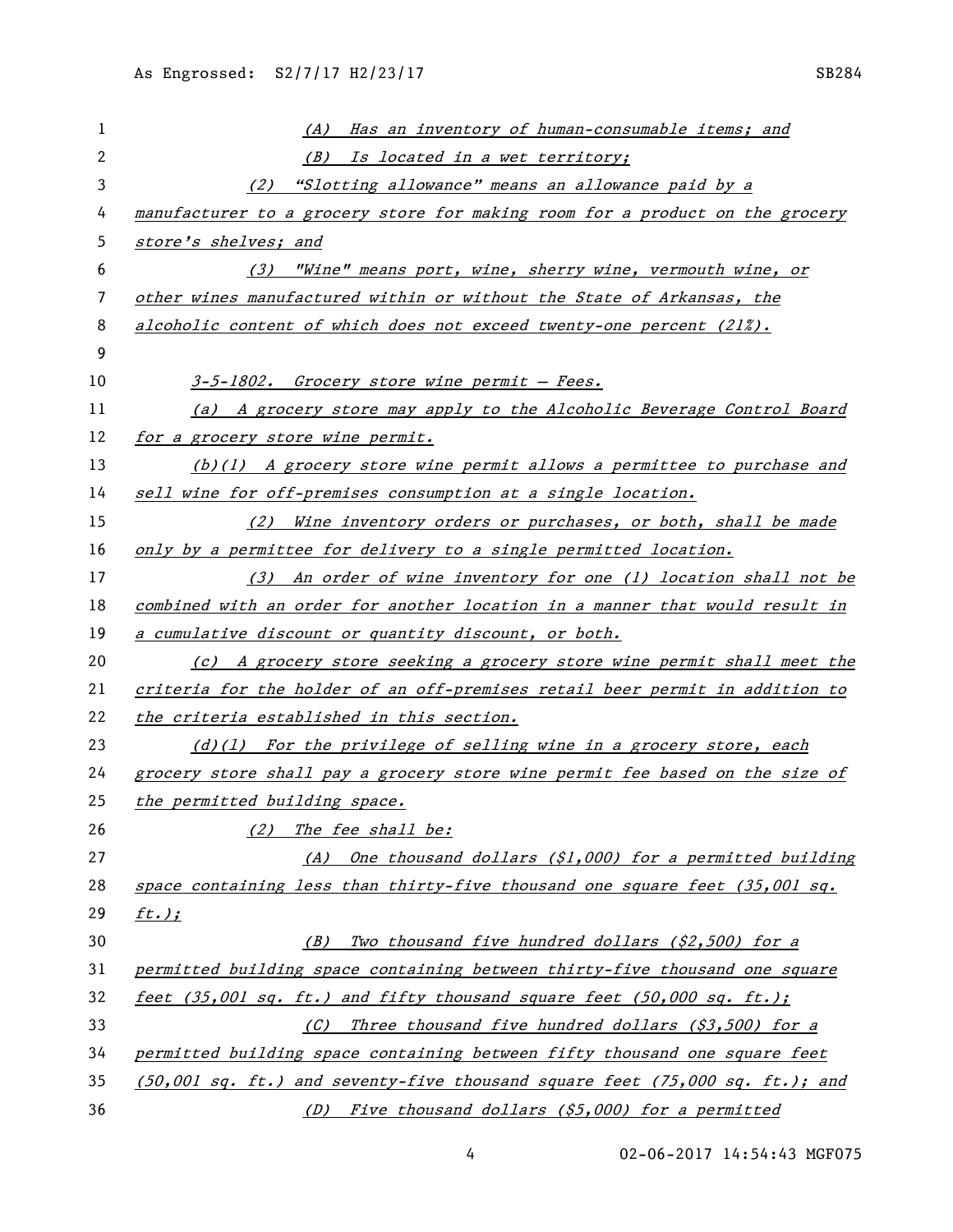*(A) Has an inventory of human-consumable items; and*

*(B) Is located in a wet territory;*

*(2) "Slotting allowance" means an allowance paid by a manufacturer to a grocery store for making room for a product on the grocery store's shelves; and*

*(3) "Wine" means port, wine, sherry wine, vermouth wine, or other wines manufactured within or without the State of Arkansas, the alcoholic content of which does not exceed twenty-one percent (21%).*

*3-5-1802. Grocery store wine permit — Fees.*

*(a) A grocery store may apply to the Alcoholic Beverage Control Board for a grocery store wine permit.*

*(b)(1) A grocery store wine permit allows a permittee to purchase and sell wine for off-premises consumption at a single location.*

*(2) Wine inventory orders or purchases, or both, shall be made only by a permittee for delivery to a single permitted location.*

*(3) An order of wine inventory for one (1) location shall not be combined with an order for another location in a manner that would result in a cumulative discount or quantity discount, or both.*

*(c) A grocery store seeking a grocery store wine permit shall meet the criteria for the holder of an off-premises retail beer permit in addition to the criteria established in this section.*

*(d)(1) For the privilege of selling wine in a grocery store, each grocery store shall pay a grocery store wine permit fee based on the size of the permitted building space.*

*(2) The fee shall be:*

*(A) One thousand dollars ($1,000) for a permitted building space containing less than thirty-five thousand one square feet (35,001 sq. ft.);*

*(B) Two thousand five hundred dollars ($2,500) for a permitted building space containing between thirty-five thousand one square feet (35,001 sq. ft.) and fifty thousand square feet (50,000 sq. ft.);*

*(C) Three thousand five hundred dollars ($3,500) for a permitted building space containing between fifty thousand one square feet (50,001 sq. ft.) and seventy-five thousand square feet (75,000 sq. ft.); and*

*(D) Five thousand dollars ($5,000) for a permitted*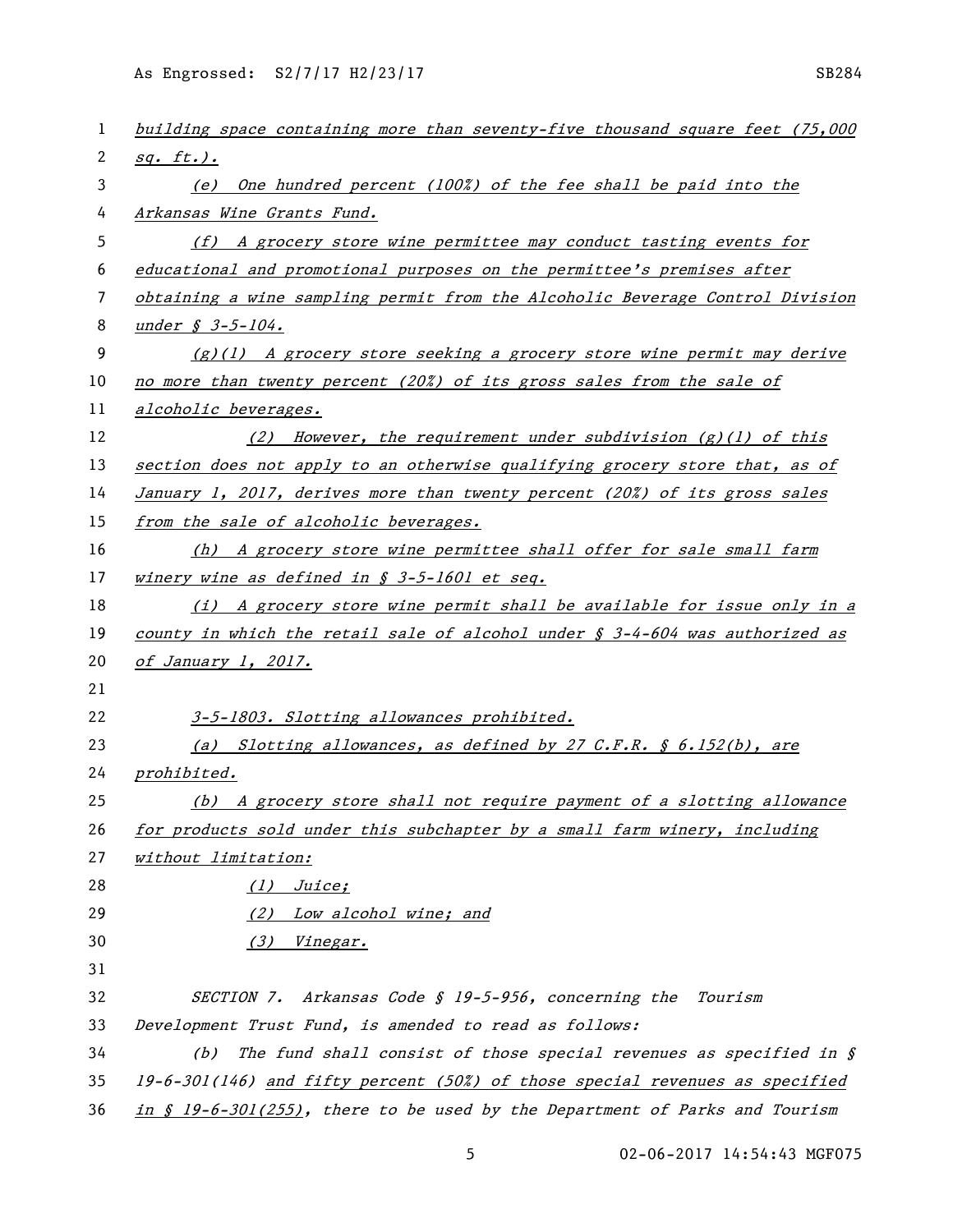*building space containing more than seventy-five thousand square feet (75,000 sq. ft.).*

*(e) One hundred percent (100%) of the fee shall be paid into the Arkansas Wine Grants Fund.*

*(f) A grocery store wine permittee may conduct tasting events for educational and promotional purposes on the permittee's premises after obtaining a wine sampling permit from the Alcoholic Beverage Control Division under § 3-5-104.*

*(g)(1) A grocery store seeking a grocery store wine permit may derive no more than twenty percent (20%) of its gross sales from the sale of alcoholic beverages.*

*(2) However, the requirement under subdivision (g)(1) of this section does not apply to an otherwise qualifying grocery store that, as of January 1, 2017, derives more than twenty percent (20%) of its gross sales from the sale of alcoholic beverages.*

*(h) A grocery store wine permittee shall offer for sale small farm winery wine as defined in § 3-5-1601 et seq.*

*(i) A grocery store wine permit shall be available for issue only in a county in which the retail sale of alcohol under § 3-4-604 was authorized as of January 1, 2017.*

*3-5-1803. Slotting allowances prohibited.*

*(a) Slotting allowances, as defined by 27 C.F.R. § 6.152(b), are prohibited.*

*(b) A grocery store shall not require payment of a slotting allowance for products sold under this subchapter by a small farm winery, including without limitation:*

*(1) Juice;*

*(2) Low alcohol wine; and*

*(3) Vinegar.*

*SECTION 7. Arkansas Code § 19-5-956, concerning the Tourism Development Trust Fund, is amended to read as follows:*

*(b) The fund shall consist of those special revenues as specified in § 19-6-301(146) and fifty percent (50%) of those special revenues as specified in § 19-6-301(255), there to be used by the Department of Parks and Tourism*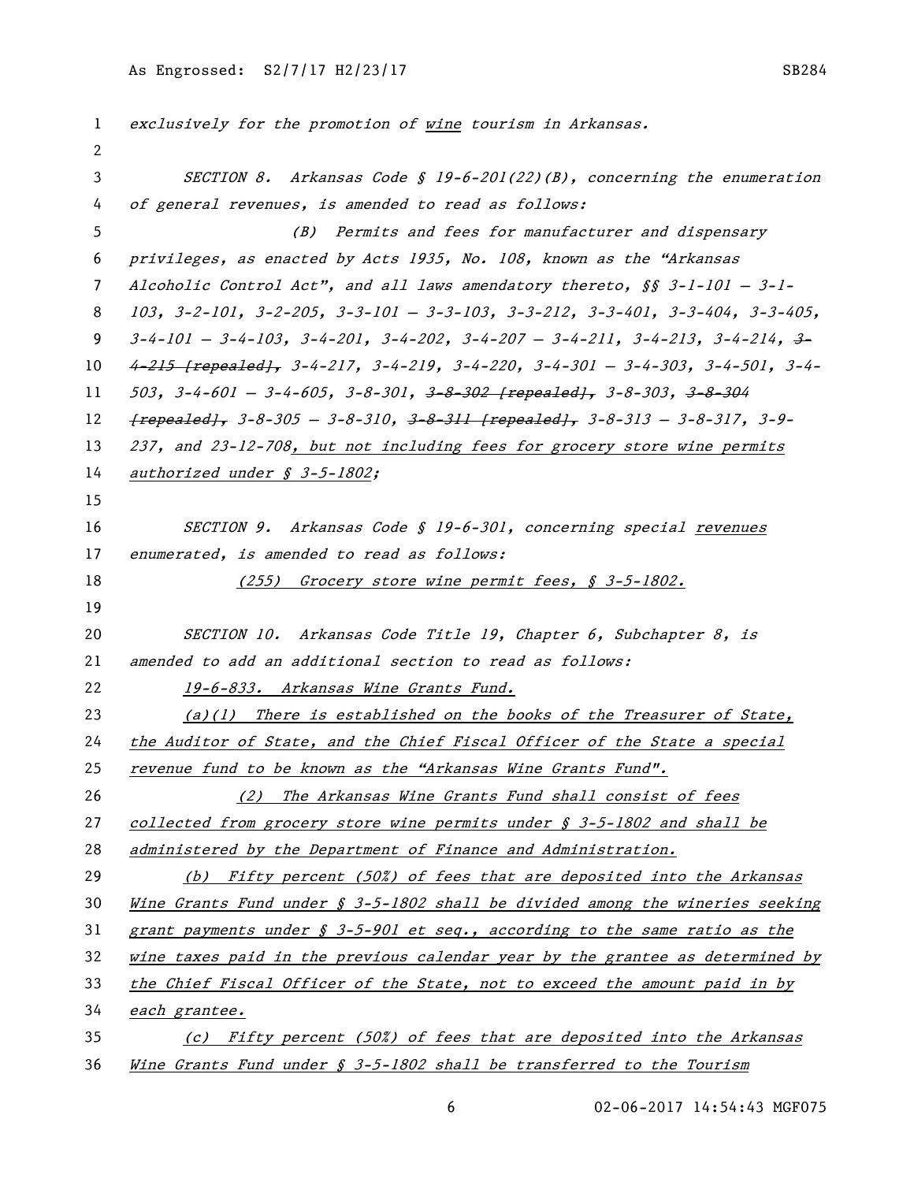exclusively for the promotion of <u>wine</u> tourism in Arkansas.

SECTION 8. Arkansas Code § 19-6-201(22)(B), concerning the enumeration of general revenues, is amended to read as follows:

(B) Permits and fees for manufacturer and dispensary privileges, as enacted by Acts 1935, No. 108, known as the "Arkansas Alcoholic Control Act", and all laws amendatory thereto, §§ 3-1-101 — 3-1-103, 3-2-101, 3-2-205, 3-3-101 — 3-3-103, 3-3-212, 3-3-401, 3-3-404, 3-3-405, 3-4-101 — 3-4-103, 3-4-201, 3-4-202, 3-4-207 — 3-4-211, 3-4-213, 3-4-214, ~~3-4-215 [repealed],~~ 3-4-217, 3-4-219, 3-4-220, 3-4-301 — 3-4-303, 3-4-501, 3-4-503, 3-4-601 — 3-4-605, 3-8-301, ~~3-8-302 [repealed],~~ 3-8-303, ~~3-8-304 [repealed],~~ 3-8-305 — 3-8-310, ~~3-8-311 [repealed],~~ 3-8-313 — 3-8-317, 3-9-237, and 23-12-708<u>, but not including fees for grocery store wine permits authorized under § 3-5-1802</u>;

SECTION 9. Arkansas Code § 19-6-301, concerning special <u>revenues</u> enumerated, is amended to read as follows:

<u>(255) Grocery store wine permit fees, § 3-5-1802.</u>

SECTION 10. Arkansas Code Title 19, Chapter 6, Subchapter 8, is amended to add an additional section to read as follows:

<u>19-6-833. Arkansas Wine Grants Fund.</u>

<u>(a)(1) There is established on the books of the Treasurer of State, the Auditor of State, and the Chief Fiscal Officer of the State a special revenue fund to be known as the "Arkansas Wine Grants Fund".</u>

<u>(2) The Arkansas Wine Grants Fund shall consist of fees collected from grocery store wine permits under § 3-5-1802 and shall be administered by the Department of Finance and Administration.</u>

<u>(b) Fifty percent (50%) of fees that are deposited into the Arkansas Wine Grants Fund under § 3-5-1802 shall be divided among the wineries seeking grant payments under § 3-5-901 et seq., according to the same ratio as the wine taxes paid in the previous calendar year by the grantee as determined by the Chief Fiscal Officer of the State, not to exceed the amount paid in by each grantee.</u>

<u>(c) Fifty percent (50%) of fees that are deposited into the Arkansas Wine Grants Fund under § 3-5-1802 shall be transferred to the Tourism</u>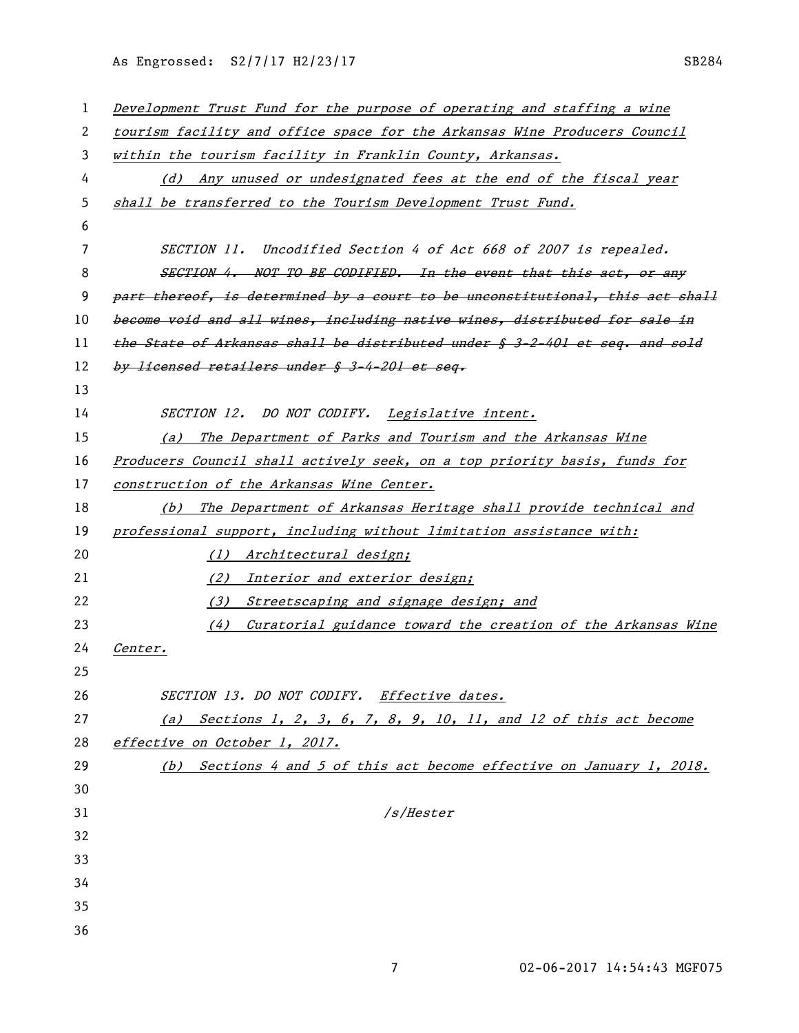*Development Trust Fund for the purpose of operating and staffing a wine tourism facility and office space for the Arkansas Wine Producers Council within the tourism facility in Franklin County, Arkansas.*

*(d) Any unused or undesignated fees at the end of the fiscal year shall be transferred to the Tourism Development Trust Fund.*

SECTION 11. Uncodified Section 4 of Act 668 of 2007 is repealed.

~~SECTION 4. NOT TO BE CODIFIED. In the event that this act, or any part thereof, is determined by a court to be unconstitutional, this act shall become void and all wines, including native wines, distributed for sale in the State of Arkansas shall be distributed under § 3-2-401 et seq. and sold by licensed retailers under § 3-4-201 et seq.~~

SECTION 12. DO NOT CODIFY. *Legislative intent.*

*(a) The Department of Parks and Tourism and the Arkansas Wine Producers Council shall actively seek, on a top priority basis, funds for construction of the Arkansas Wine Center.*

*(b) The Department of Arkansas Heritage shall provide technical and professional support, including without limitation assistance with:*

*(1) Architectural design;*

*(2) Interior and exterior design;*

*(3) Streetscaping and signage design; and*

*(4) Curatorial guidance toward the creation of the Arkansas Wine Center.*

SECTION 13. DO NOT CODIFY. *Effective dates.*

*(a) Sections 1, 2, 3, 6, 7, 8, 9, 10, 11, and 12 of this act become effective on October 1, 2017.*

*(b) Sections 4 and 5 of this act become effective on January 1, 2018.*

/s/Hester